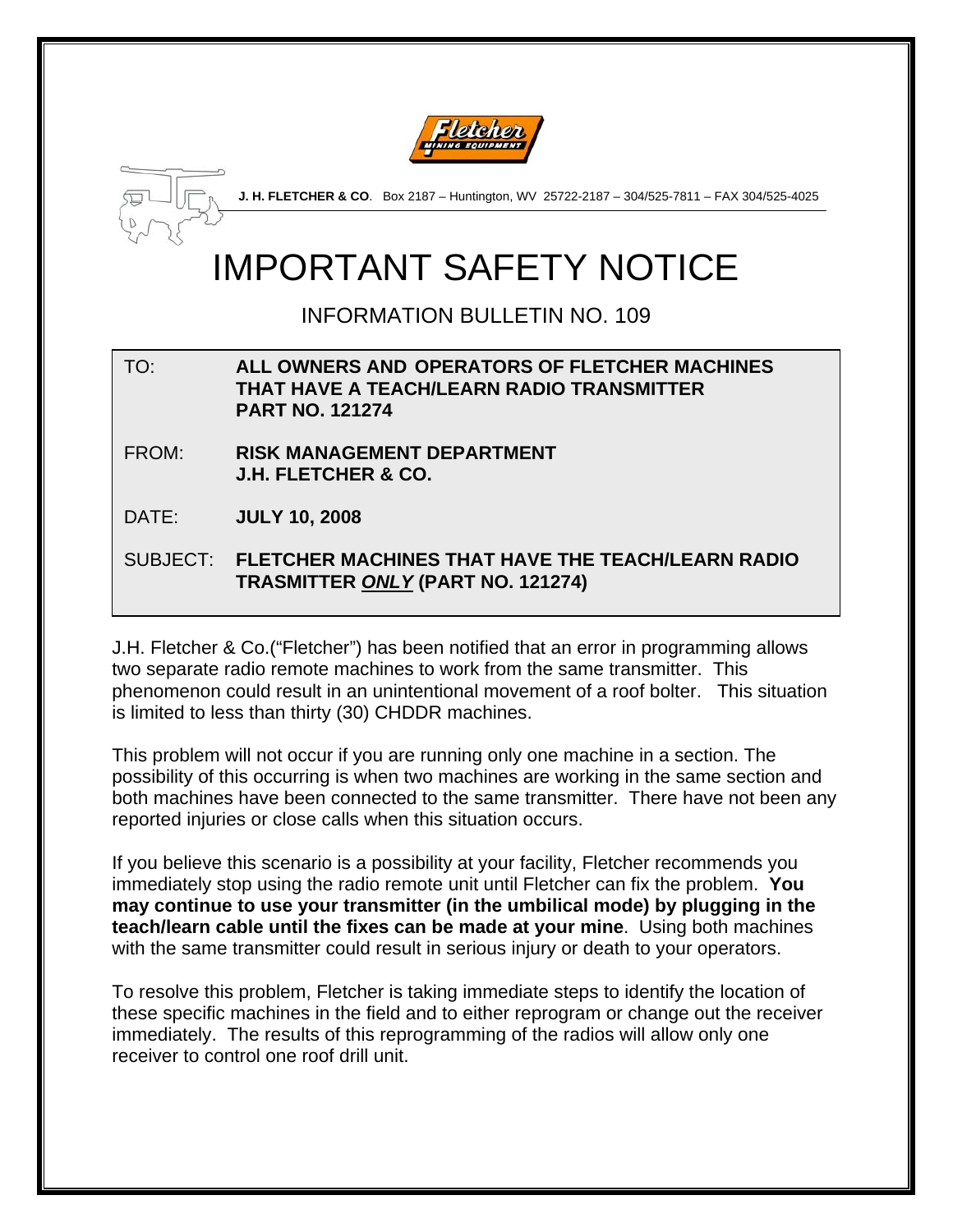**J. H. FLETCHER & CO**. Box 2187 – Huntington, WV 25722-2187 – 304/525-7811 – FAX 304/525-4025

# IMPORTANT SAFETY NOTICE

## INFORMATION BULLETIN NO. 109

TO: **ALL OWNERS AND OPERATORS OF FLETCHER MACHINES THAT HAVE A TEACH/LEARN RADIO TRANSMITTER PART NO. 121274**

FROM: **RISK MANAGEMENT DEPARTMENT J.H. FLETCHER & CO.**

DATE: **JULY 10, 2008**

SUBJECT: **FLETCHER MACHINES THAT HAVE THE TEACH/LEARN RADIO TRASMITTER _ONLY_ (PART NO. 121274)**

J.H. Fletcher & Co.("Fletcher") has been notified that an error in programming allows two separate radio remote machines to work from the same transmitter. This phenomenon could result in an unintentional movement of a roof bolter. This situation is limited to less than thirty (30) CHDDR machines.

This problem will not occur if you are running only one machine in a section. The possibility of this occurring is when two machines are working in the same section and both machines have been connected to the same transmitter. There have not been any reported injuries or close calls when this situation occurs.

If you believe this scenario is a possibility at your facility, Fletcher recommends you immediately stop using the radio remote unit until Fletcher can fix the problem. **You may continue to use your transmitter (in the umbilical mode) by plugging in the teach/learn cable until the fixes can be made at your mine**. Using both machines with the same transmitter could result in serious injury or death to your operators.

To resolve this problem, Fletcher is taking immediate steps to identify the location of these specific machines in the field and to either reprogram or change out the receiver immediately. The results of this reprogramming of the radios will allow only one receiver to control one roof drill unit.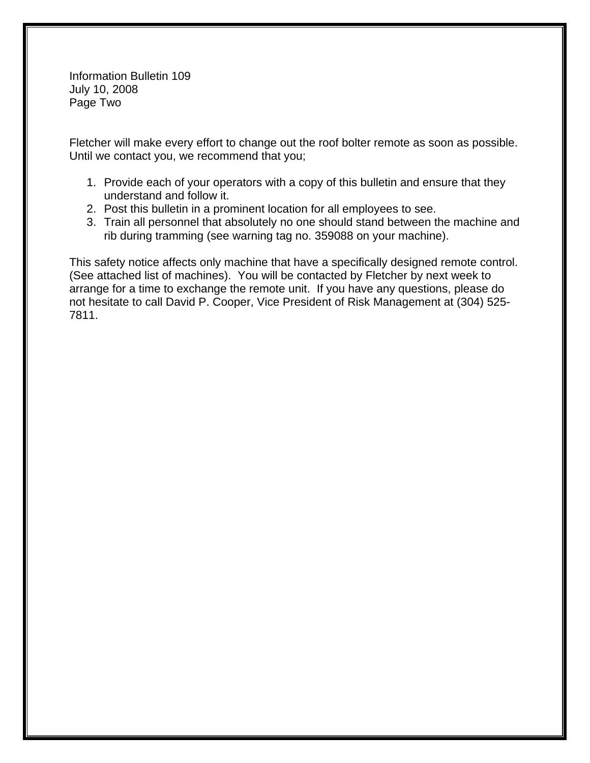Fletcher will make every effort to change out the roof bolter remote as soon as possible. Until we contact you, we recommend that you;

1. Provide each of your operators with a copy of this bulletin and ensure that they understand and follow it.
2. Post this bulletin in a prominent location for all employees to see.
3. Train all personnel that absolutely no one should stand between the machine and rib during tramming (see warning tag no. 359088 on your machine).

This safety notice affects only machine that have a specifically designed remote control. (See attached list of machines). You will be contacted by Fletcher by next week to arrange for a time to exchange the remote unit. If you have any questions, please do not hesitate to call David P. Cooper, Vice President of Risk Management at (304) 525-7811.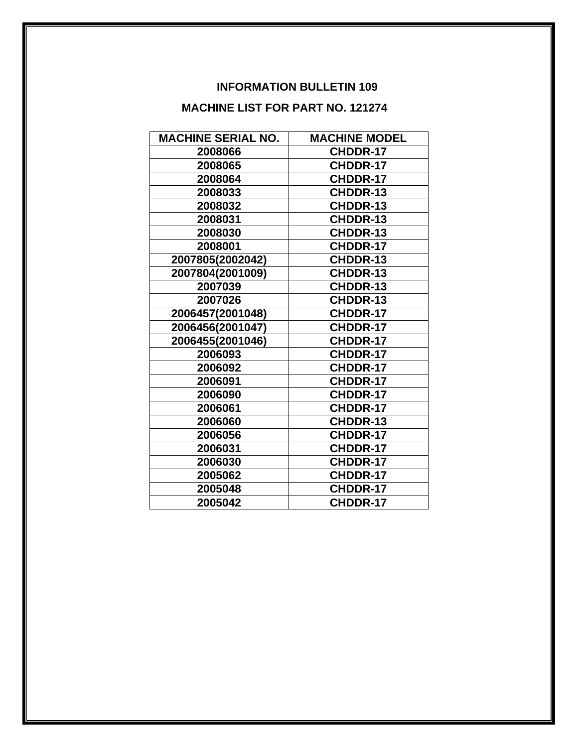## INFORMATION BULLETIN 109

## MACHINE LIST FOR PART NO. 121274

| MACHINE SERIAL NO. | MACHINE MODEL |
|---|---|
| 2008066 | CHDDR-17 |
| 2008065 | CHDDR-17 |
| 2008064 | CHDDR-17 |
| 2008033 | CHDDR-13 |
| 2008032 | CHDDR-13 |
| 2008031 | CHDDR-13 |
| 2008030 | CHDDR-13 |
| 2008001 | CHDDR-17 |
| 2007805(2002042) | CHDDR-13 |
| 2007804(2001009) | CHDDR-13 |
| 2007039 | CHDDR-13 |
| 2007026 | CHDDR-13 |
| 2006457(2001048) | CHDDR-17 |
| 2006456(2001047) | CHDDR-17 |
| 2006455(2001046) | CHDDR-17 |
| 2006093 | CHDDR-17 |
| 2006092 | CHDDR-17 |
| 2006091 | CHDDR-17 |
| 2006090 | CHDDR-17 |
| 2006061 | CHDDR-17 |
| 2006060 | CHDDR-13 |
| 2006056 | CHDDR-17 |
| 2006031 | CHDDR-17 |
| 2006030 | CHDDR-17 |
| 2005062 | CHDDR-17 |
| 2005048 | CHDDR-17 |
| 2005042 | CHDDR-17 |